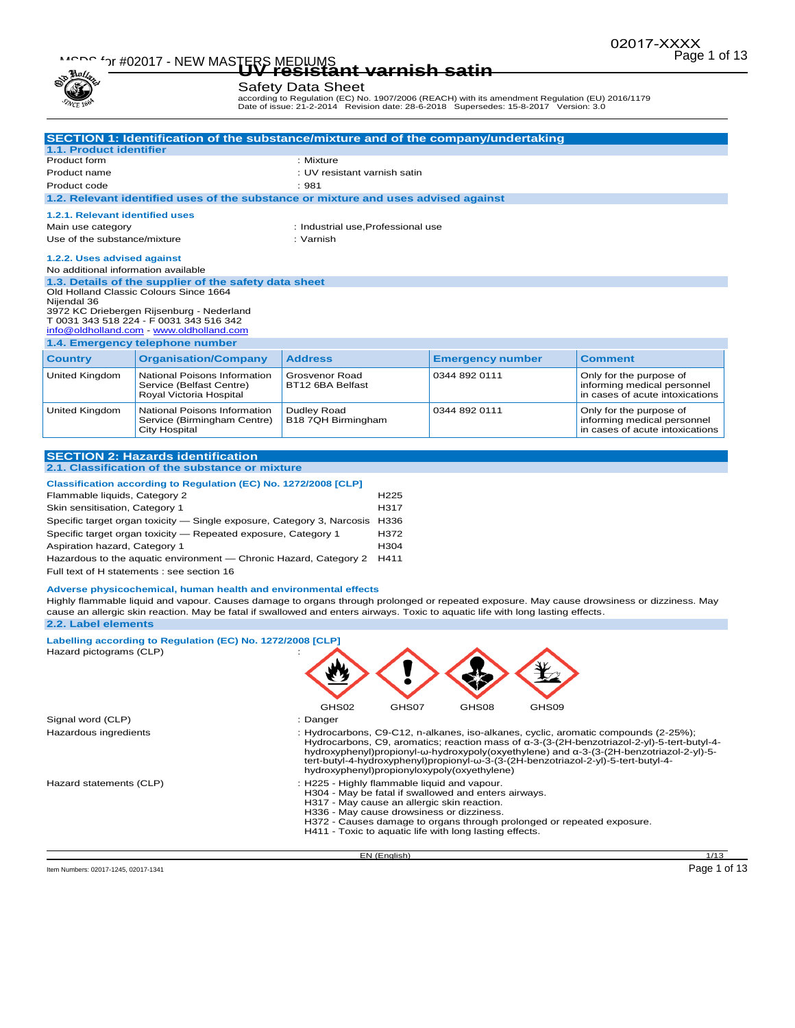# UV resistant varnish satin

Safety Data Sheet

according to Regulation (EC) No. 1907/2006 (REACH) with its amendment Regulation (EU) 2016/1179
Date of issue: 21-2-2014 Revision date: 28-6-2018 Supersedes: 15-8-2017 Version: 3.0

## SECTION 1: Identification of the substance/mixture and of the company/undertaking

### 1.1. Product identifier

| | |
|---|---|
| Product form | : Mixture |
| Product name | : UV resistant varnish satin |
| Product code | : 981 |

### 1.2. Relevant identified uses of the substance or mixture and uses advised against

#### 1.2.1. Relevant identified uses

| | |
|---|---|
| Main use category | : Industrial use,Professional use |
| Use of the substance/mixture | : Varnish |

#### 1.2.2. Uses advised against

No additional information available

### 1.3. Details of the supplier of the safety data sheet

Old Holland Classic Colours Since 1664
Nijendal 36
3972 KC Driebergen Rijsenburg - Nederland
T 0031 343 518 224 - F 0031 343 516 342
info@oldholland.com - www.oldholland.com

### 1.4. Emergency telephone number

| Country | Organisation/Company | Address | Emergency number | Comment |
|---|---|---|---|---|
| United Kingdom | National Poisons Information Service (Belfast Centre) Royal Victoria Hospital | Grosvenor Road BT12 6BA Belfast | 0344 892 0111 | Only for the purpose of informing medical personnel in cases of acute intoxications |
| United Kingdom | National Poisons Information Service (Birmingham Centre) City Hospital | Dudley Road B18 7QH Birmingham | 0344 892 0111 | Only for the purpose of informing medical personnel in cases of acute intoxications |

## SECTION 2: Hazards identification

### 2.1. Classification of the substance or mixture

**Classification according to Regulation (EC) No. 1272/2008 [CLP]**

| | |
|---|---|
| Flammable liquids, Category 2 | H225 |
| Skin sensitisation, Category 1 | H317 |
| Specific target organ toxicity — Single exposure, Category 3, Narcosis | H336 |
| Specific target organ toxicity — Repeated exposure, Category 1 | H372 |
| Aspiration hazard, Category 1 | H304 |
| Hazardous to the aquatic environment — Chronic Hazard, Category 2 | H411 |

Full text of H statements : see section 16

**Adverse physicochemical, human health and environmental effects**

Highly flammable liquid and vapour. Causes damage to organs through prolonged or repeated exposure. May cause drowsiness or dizziness. May cause an allergic skin reaction. May be fatal if swallowed and enters airways. Toxic to aquatic life with long lasting effects.

### 2.2. Label elements

**Labelling according to Regulation (EC) No. 1272/2008 [CLP]**

Hazard pictograms (CLP) :

GHS02 GHS07 GHS08 GHS09

Signal word (CLP) : Danger

Hazardous ingredients : Hydrocarbons, C9-C12, n-alkanes, iso-alkanes, cyclic, aromatic compounds (2-25%); Hydrocarbons, C9, aromatics; reaction mass of α-3-(3-(2H-benzotriazol-2-yl)-5-tert-butyl-4-hydroxyphenyl)propionyl-ω-hydroxypoly(oxyethylene) and α-3-(3-(2H-benzotriazol-2-yl)-5-tert-butyl-4-hydroxyphenyl)propionyl-ω-3-(3-(2H-benzotriazol-2-yl)-5-tert-butyl-4-hydroxyphenyl)propionyloxypoly(oxyethylene)

Hazard statements (CLP) :
H225 - Highly flammable liquid and vapour.
H304 - May be fatal if swallowed and enters airways.
H317 - May cause an allergic skin reaction.
H336 - May cause drowsiness or dizziness.
H372 - Causes damage to organs through prolonged or repeated exposure.
H411 - Toxic to aquatic life with long lasting effects.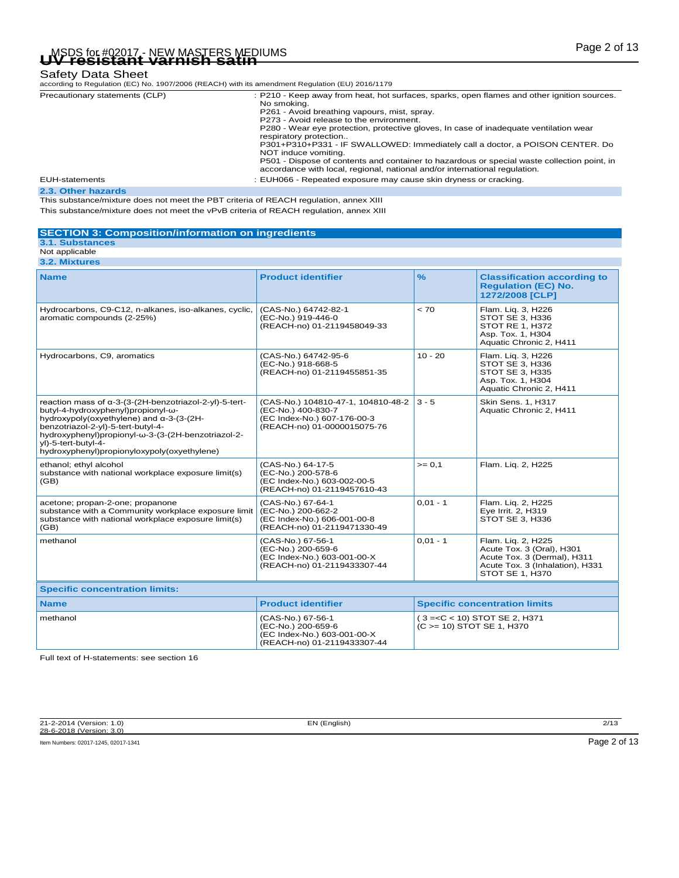| | |
|---|---|
| Precautionary statements (CLP) | : P210 - Keep away from heat, hot surfaces, sparks, open flames and other ignition sources. No smoking.<br>P261 - Avoid breathing vapours, mist, spray.<br>P273 - Avoid release to the environment.<br>P280 - Wear eye protection, protective gloves, In case of inadequate ventilation wear respiratory protection..<br>P301+P310+P331 - IF SWALLOWED: Immediately call a doctor, a POISON CENTER. Do NOT induce vomiting.<br>P501 - Dispose of contents and container to hazardous or special waste collection point, in accordance with local, regional, national and/or international regulation. |
| EUH-statements | : EUH066 - Repeated exposure may cause skin dryness or cracking. |

### 2.3. Other hazards

This substance/mixture does not meet the PBT criteria of REACH regulation, annex XIII

This substance/mixture does not meet the vPvB criteria of REACH regulation, annex XIII

## SECTION 3: Composition/information on ingredients

### 3.1. Substances

Not applicable

### 3.2. Mixtures

| Name | Product identifier | % | Classification according to Regulation (EC) No. 1272/2008 [CLP] |
|---|---|---|---|
| Hydrocarbons, C9-C12, n-alkanes, iso-alkanes, cyclic, aromatic compounds (2-25%) | (CAS-No.) 64742-82-1<br>(EC-No.) 919-446-0<br>(REACH-no) 01-2119458049-33 | < 70 | Flam. Liq. 3, H226<br>STOT SE 3, H336<br>STOT RE 1, H372<br>Asp. Tox. 1, H304<br>Aquatic Chronic 2, H411 |
| Hydrocarbons, C9, aromatics | (CAS-No.) 64742-95-6<br>(EC-No.) 918-668-5<br>(REACH-no) 01-2119455851-35 | 10 - 20 | Flam. Liq. 3, H226<br>STOT SE 3, H336<br>STOT SE 3, H335<br>Asp. Tox. 1, H304<br>Aquatic Chronic 2, H411 |
| reaction mass of α-3-(3-(2H-benzotriazol-2-yl)-5-tert-butyl-4-hydroxyphenyl)propionyl-ω-hydroxypoly(oxyethylene) and α-3-(3-(2H-benzotriazol-2-yl)-5-tert-butyl-4-hydroxyphenyl)propionyl-ω-3-(3-(2H-benzotriazol-2-yl)-5-tert-butyl-4-hydroxyphenyl)propionyloxypoly(oxyethylene) | (CAS-No.) 104810-47-1, 104810-48-2<br>(EC-No.) 400-830-7<br>(EC Index-No.) 607-176-00-3<br>(REACH-no) 01-0000015075-76 | 3 - 5 | Skin Sens. 1, H317<br>Aquatic Chronic 2, H411 |
| ethanol; ethyl alcohol<br>substance with national workplace exposure limit(s) (GB) | (CAS-No.) 64-17-5<br>(EC-No.) 200-578-6<br>(EC Index-No.) 603-002-00-5<br>(REACH-no) 01-2119457610-43 | >= 0,1 | Flam. Liq. 2, H225 |
| acetone; propan-2-one; propanone<br>substance with a Community workplace exposure limit<br>substance with national workplace exposure limit(s) (GB) | (CAS-No.) 67-64-1<br>(EC-No.) 200-662-2<br>(EC Index-No.) 606-001-00-8<br>(REACH-no) 01-2119471330-49 | 0,01 - 1 | Flam. Liq. 2, H225<br>Eye Irrit. 2, H319<br>STOT SE 3, H336 |
| methanol | (CAS-No.) 67-56-1<br>(EC-No.) 200-659-6<br>(EC Index-No.) 603-001-00-X<br>(REACH-no) 01-2119433307-44 | 0,01 - 1 | Flam. Liq. 2, H225<br>Acute Tox. 3 (Oral), H301<br>Acute Tox. 3 (Dermal), H311<br>Acute Tox. 3 (Inhalation), H331<br>STOT SE 1, H370 |

**Specific concentration limits:**

| Name | Product identifier | Specific concentration limits |
|---|---|---|
| methanol | (CAS-No.) 67-56-1<br>(EC-No.) 200-659-6<br>(EC Index-No.) 603-001-00-X<br>(REACH-no) 01-2119433307-44 | ( 3 =<C < 10) STOT SE 2, H371<br>(C >= 10) STOT SE 1, H370 |

Full text of H-statements: see section 16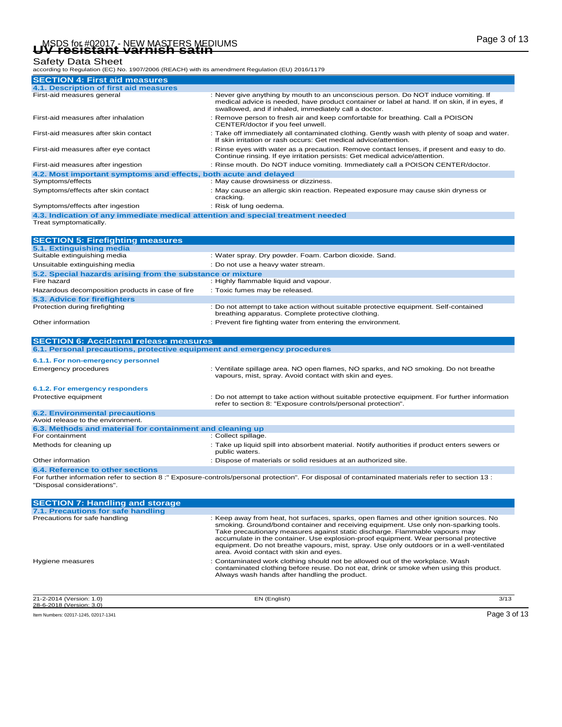## SECTION 4: First aid measures

### 4.1. Description of first aid measures

| | |
|---|---|
| First-aid measures general | : Never give anything by mouth to an unconscious person. Do NOT induce vomiting. If medical advice is needed, have product container or label at hand. If on skin, if in eyes, if swallowed, and if inhaled, immediately call a doctor. |
| First-aid measures after inhalation | : Remove person to fresh air and keep comfortable for breathing. Call a POISON CENTER/doctor if you feel unwell. |
| First-aid measures after skin contact | : Take off immediately all contaminated clothing. Gently wash with plenty of soap and water. If skin irritation or rash occurs: Get medical advice/attention. |
| First-aid measures after eye contact | : Rinse eyes with water as a precaution. Remove contact lenses, if present and easy to do. Continue rinsing. If eye irritation persists: Get medical advice/attention. |
| First-aid measures after ingestion | : Rinse mouth. Do NOT induce vomiting. Immediately call a POISON CENTER/doctor. |

### 4.2. Most important symptoms and effects, both acute and delayed

| | |
|---|---|
| Symptoms/effects | : May cause drowsiness or dizziness. |
| Symptoms/effects after skin contact | : May cause an allergic skin reaction. Repeated exposure may cause skin dryness or cracking. |
| Symptoms/effects after ingestion | : Risk of lung oedema. |

### 4.3. Indication of any immediate medical attention and special treatment needed

Treat symptomatically.

## SECTION 5: Firefighting measures

### 5.1. Extinguishing media

| | |
|---|---|
| Suitable extinguishing media | : Water spray. Dry powder. Foam. Carbon dioxide. Sand. |
| Unsuitable extinguishing media | : Do not use a heavy water stream. |

### 5.2. Special hazards arising from the substance or mixture

| | |
|---|---|
| Fire hazard | : Highly flammable liquid and vapour. |
| Hazardous decomposition products in case of fire | : Toxic fumes may be released. |

### 5.3. Advice for firefighters

| | |
|---|---|
| Protection during firefighting | : Do not attempt to take action without suitable protective equipment. Self-contained breathing apparatus. Complete protective clothing. |
| Other information | : Prevent fire fighting water from entering the environment. |

## SECTION 6: Accidental release measures

### 6.1. Personal precautions, protective equipment and emergency procedures

#### 6.1.1. For non-emergency personnel

| | |
|---|---|
| Emergency procedures | : Ventilate spillage area. NO open flames, NO sparks, and NO smoking. Do not breathe vapours, mist, spray. Avoid contact with skin and eyes. |

#### 6.1.2. For emergency responders

| | |
|---|---|
| Protective equipment | : Do not attempt to take action without suitable protective equipment. For further information refer to section 8: "Exposure controls/personal protection". |

### 6.2. Environmental precautions

Avoid release to the environment.

### 6.3. Methods and material for containment and cleaning up

| | |
|---|---|
| For containment | : Collect spillage. |
| Methods for cleaning up | : Take up liquid spill into absorbent material. Notify authorities if product enters sewers or public waters. |
| Other information | : Dispose of materials or solid residues at an authorized site. |

### 6.4. Reference to other sections

For further information refer to section 8 :" Exposure-controls/personal protection". For disposal of contaminated materials refer to section 13 : "Disposal considerations".

## SECTION 7: Handling and storage

### 7.1. Precautions for safe handling

| | |
|---|---|
| Precautions for safe handling | : Keep away from heat, hot surfaces, sparks, open flames and other ignition sources. No smoking. Ground/bond container and receiving equipment. Use only non-sparking tools. Take precautionary measures against static discharge. Flammable vapours may accumulate in the container. Use explosion-proof equipment. Wear personal protective equipment. Do not breathe vapours, mist, spray. Use only outdoors or in a well-ventilated area. Avoid contact with skin and eyes. |
| Hygiene measures | : Contaminated work clothing should not be allowed out of the workplace. Wash contaminated clothing before reuse. Do not eat, drink or smoke when using this product. Always wash hands after handling the product. |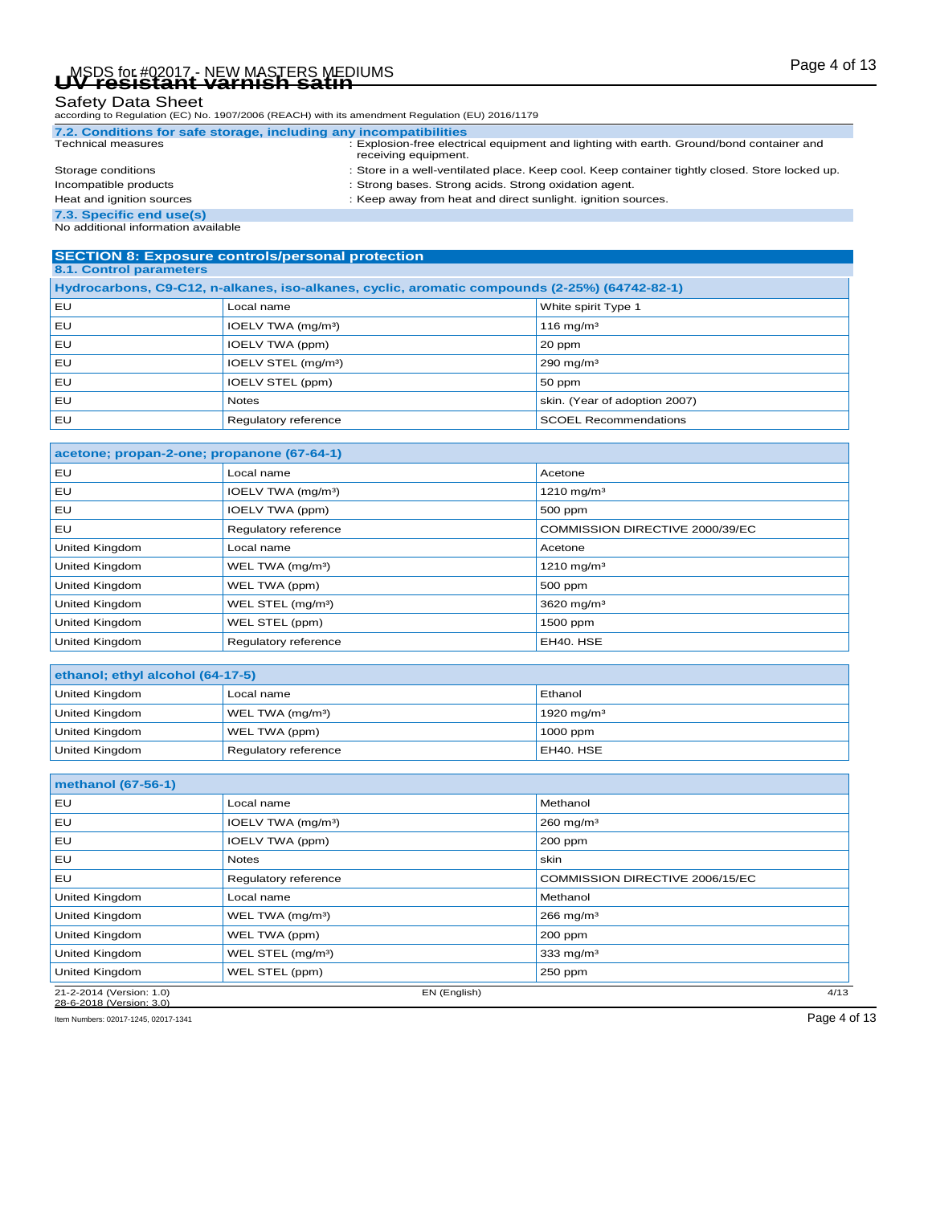### 7.2. Conditions for safe storage, including any incompatibilities

Technical measures : Explosion-free electrical equipment and lighting with earth. Ground/bond container and receiving equipment.

Storage conditions : Store in a well-ventilated place. Keep cool. Keep container tightly closed. Store locked up.

Incompatible products : Strong bases. Strong acids. Strong oxidation agent.

Heat and ignition sources : Keep away from heat and direct sunlight. ignition sources.

### 7.3. Specific end use(s)

No additional information available

## SECTION 8: Exposure controls/personal protection

### 8.1. Control parameters

| Hydrocarbons, C9-C12, n-alkanes, iso-alkanes, cyclic, aromatic compounds (2-25%) (64742-82-1) | | |
|---|---|---|
| EU | Local name | White spirit Type 1 |
| EU | IOELV TWA (mg/m³) | 116 mg/m³ |
| EU | IOELV TWA (ppm) | 20 ppm |
| EU | IOELV STEL (mg/m³) | 290 mg/m³ |
| EU | IOELV STEL (ppm) | 50 ppm |
| EU | Notes | skin. (Year of adoption 2007) |
| EU | Regulatory reference | SCOEL Recommendations |

| acetone; propan-2-one; propanone (67-64-1) | | |
|---|---|---|
| EU | Local name | Acetone |
| EU | IOELV TWA (mg/m³) | 1210 mg/m³ |
| EU | IOELV TWA (ppm) | 500 ppm |
| EU | Regulatory reference | COMMISSION DIRECTIVE 2000/39/EC |
| United Kingdom | Local name | Acetone |
| United Kingdom | WEL TWA (mg/m³) | 1210 mg/m³ |
| United Kingdom | WEL TWA (ppm) | 500 ppm |
| United Kingdom | WEL STEL (mg/m³) | 3620 mg/m³ |
| United Kingdom | WEL STEL (ppm) | 1500 ppm |
| United Kingdom | Regulatory reference | EH40. HSE |

| ethanol; ethyl alcohol (64-17-5) | | |
|---|---|---|
| United Kingdom | Local name | Ethanol |
| United Kingdom | WEL TWA (mg/m³) | 1920 mg/m³ |
| United Kingdom | WEL TWA (ppm) | 1000 ppm |
| United Kingdom | Regulatory reference | EH40. HSE |

| methanol (67-56-1) | | |
|---|---|---|
| EU | Local name | Methanol |
| EU | IOELV TWA (mg/m³) | 260 mg/m³ |
| EU | IOELV TWA (ppm) | 200 ppm |
| EU | Notes | skin |
| EU | Regulatory reference | COMMISSION DIRECTIVE 2006/15/EC |
| United Kingdom | Local name | Methanol |
| United Kingdom | WEL TWA (mg/m³) | 266 mg/m³ |
| United Kingdom | WEL TWA (ppm) | 200 ppm |
| United Kingdom | WEL STEL (mg/m³) | 333 mg/m³ |
| United Kingdom | WEL STEL (ppm) | 250 ppm |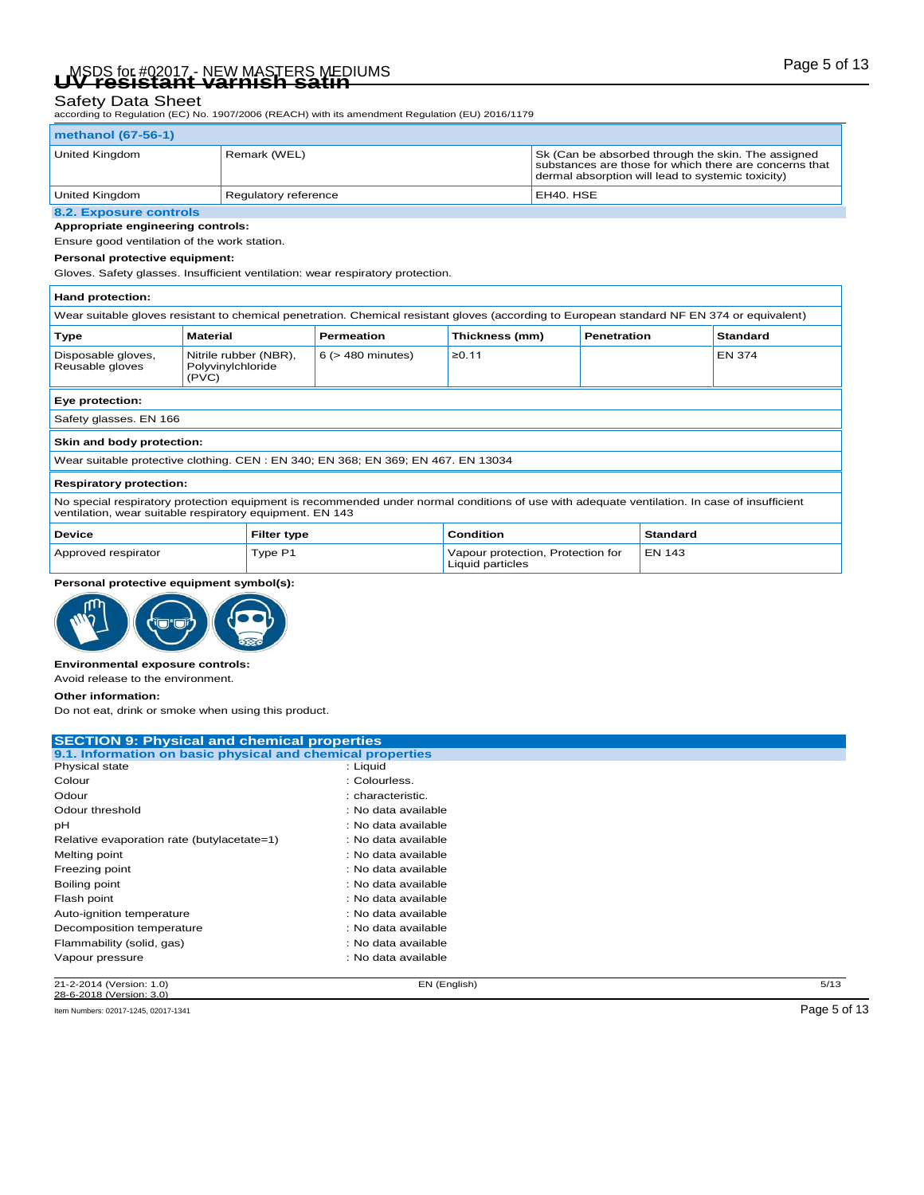| methanol (67-56-1) | | |
|---|---|---|
| United Kingdom | Remark (WEL) | Sk (Can be absorbed through the skin. The assigned substances are those for which there are concerns that dermal absorption will lead to systemic toxicity) |
| United Kingdom | Regulatory reference | EH40. HSE |

### 8.2. Exposure controls

**Appropriate engineering controls:**

Ensure good ventilation of the work station.

**Personal protective equipment:**

Gloves. Safety glasses. Insufficient ventilation: wear respiratory protection.

**Hand protection:**

Wear suitable gloves resistant to chemical penetration. Chemical resistant gloves (according to European standard NF EN 374 or equivalent)

| Type | Material | Permeation | Thickness (mm) | Penetration | Standard |
|---|---|---|---|---|---|
| Disposable gloves, Reusable gloves | Nitrile rubber (NBR), Polyvinylchloride (PVC) | 6 (> 480 minutes) | ≥0.11 | | EN 374 |

**Eye protection:**

Safety glasses. EN 166

**Skin and body protection:**

Wear suitable protective clothing. CEN : EN 340; EN 368; EN 369; EN 467. EN 13034

**Respiratory protection:**

No special respiratory protection equipment is recommended under normal conditions of use with adequate ventilation. In case of insufficient ventilation, wear suitable respiratory equipment. EN 143

| Device | Filter type | Condition | Standard |
|---|---|---|---|
| Approved respirator | Type P1 | Vapour protection, Protection for Liquid particles | EN 143 |

**Personal protective equipment symbol(s):**

**Environmental exposure controls:**

Avoid release to the environment.

**Other information:**

Do not eat, drink or smoke when using this product.

## SECTION 9: Physical and chemical properties

### 9.1. Information on basic physical and chemical properties

| | |
|---|---|
| Physical state | : Liquid |
| Colour | : Colourless. |
| Odour | : characteristic. |
| Odour threshold | : No data available |
| pH | : No data available |
| Relative evaporation rate (butylacetate=1) | : No data available |
| Melting point | : No data available |
| Freezing point | : No data available |
| Boiling point | : No data available |
| Flash point | : No data available |
| Auto-ignition temperature | : No data available |
| Decomposition temperature | : No data available |
| Flammability (solid, gas) | : No data available |
| Vapour pressure | : No data available |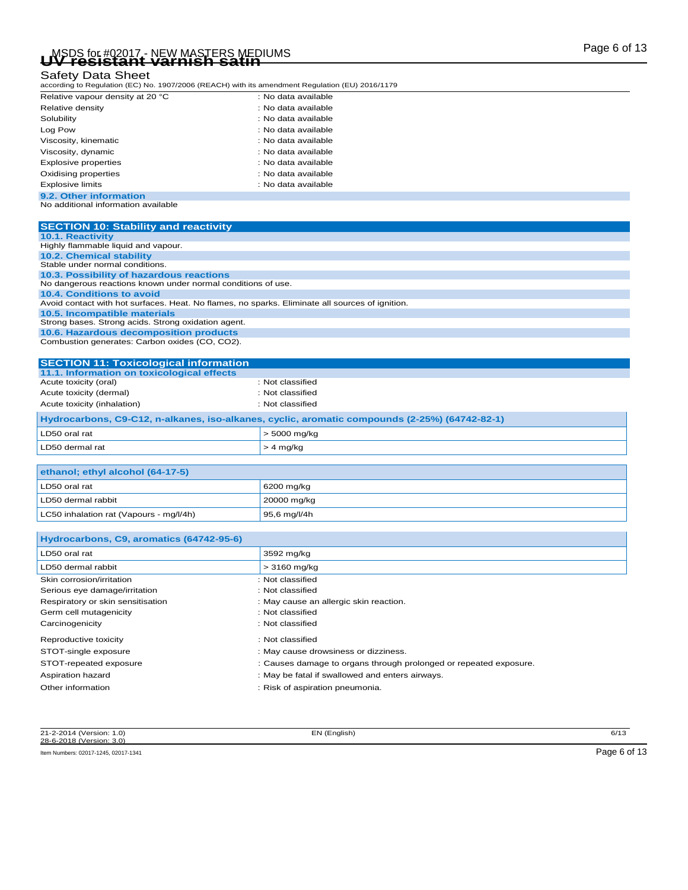| | |
|---|---|
| Relative vapour density at 20 °C | : No data available |
| Relative density | : No data available |
| Solubility | : No data available |
| Log Pow | : No data available |
| Viscosity, kinematic | : No data available |
| Viscosity, dynamic | : No data available |
| Explosive properties | : No data available |
| Oxidising properties | : No data available |
| Explosive limits | : No data available |

### 9.2. Other information

No additional information available

## SECTION 10: Stability and reactivity

### 10.1. Reactivity

Highly flammable liquid and vapour.

### 10.2. Chemical stability

Stable under normal conditions.

### 10.3. Possibility of hazardous reactions

No dangerous reactions known under normal conditions of use.

### 10.4. Conditions to avoid

Avoid contact with hot surfaces. Heat. No flames, no sparks. Eliminate all sources of ignition.

### 10.5. Incompatible materials

Strong bases. Strong acids. Strong oxidation agent.

### 10.6. Hazardous decomposition products

Combustion generates: Carbon oxides (CO, $CO_2$).

## SECTION 11: Toxicological information

### 11.1. Information on toxicological effects

| | |
|---|---|
| Acute toxicity (oral) | : Not classified |
| Acute toxicity (dermal) | : Not classified |
| Acute toxicity (inhalation) | : Not classified |

| Hydrocarbons, C9-C12, n-alkanes, iso-alkanes, cyclic, aromatic compounds (2-25%) (64742-82-1) | |
|---|---|
| LD50 oral rat | > 5000 mg/kg |
| LD50 dermal rat | > 4 mg/kg |

| ethanol; ethyl alcohol (64-17-5) | |
|---|---|
| LD50 oral rat | 6200 mg/kg |
| LD50 dermal rabbit | 20000 mg/kg |
| LC50 inhalation rat (Vapours - mg/l/4h) | 95,6 mg/l/4h |

| Hydrocarbons, C9, aromatics (64742-95-6) | |
|---|---|
| LD50 oral rat | 3592 mg/kg |
| LD50 dermal rabbit | > 3160 mg/kg |

| | |
|---|---|
| Skin corrosion/irritation | : Not classified |
| Serious eye damage/irritation | : Not classified |
| Respiratory or skin sensitisation | : May cause an allergic skin reaction. |
| Germ cell mutagenicity | : Not classified |
| Carcinogenicity | : Not classified |
| Reproductive toxicity | : Not classified |
| STOT-single exposure | : May cause drowsiness or dizziness. |
| STOT-repeated exposure | : Causes damage to organs through prolonged or repeated exposure. |
| Aspiration hazard | : May be fatal if swallowed and enters airways. |
| Other information | : Risk of aspiration pneumonia. |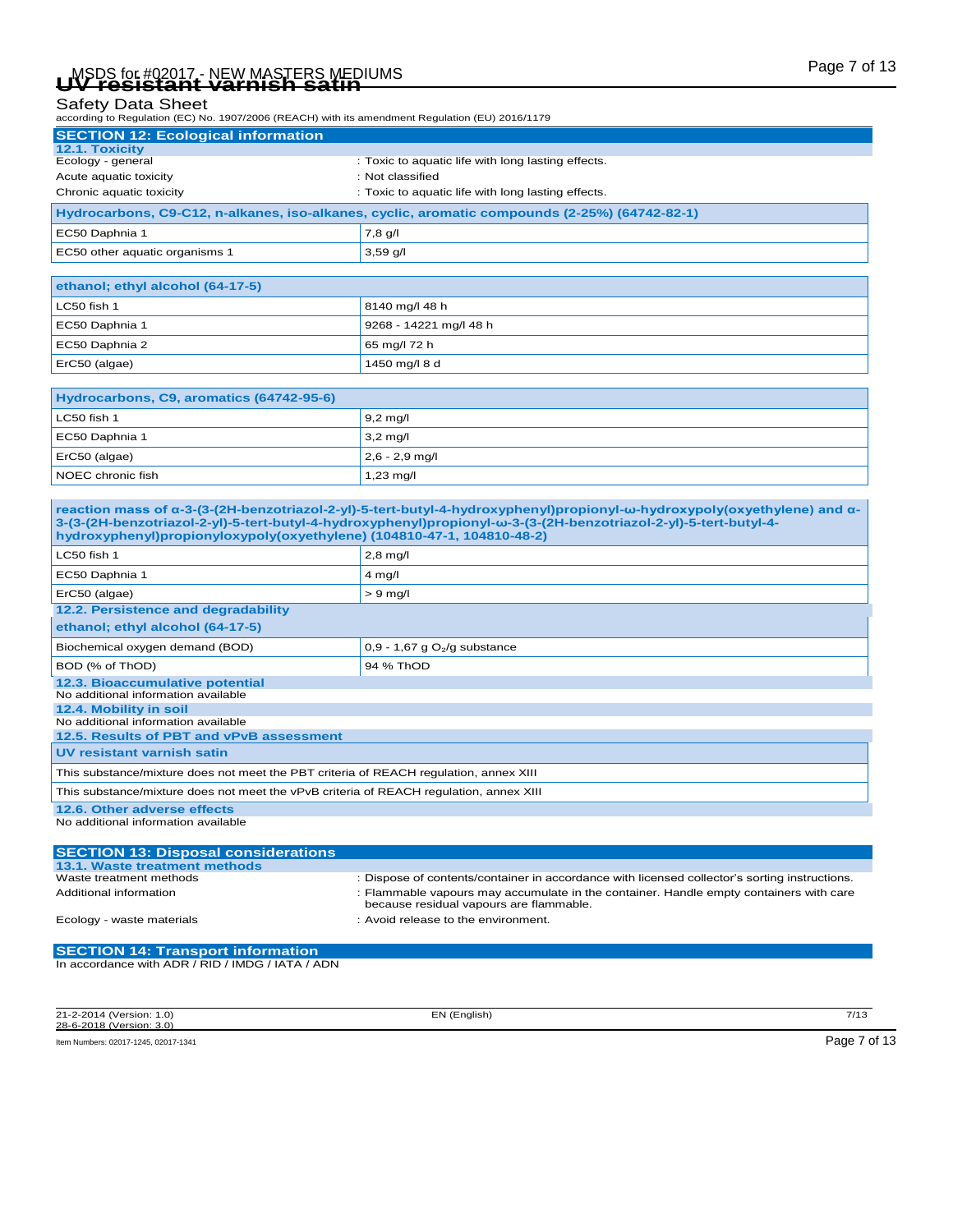## SECTION 12: Ecological information

### 12.1. Toxicity

| | |
|---|---|
| Ecology - general | : Toxic to aquatic life with long lasting effects. |
| Acute aquatic toxicity | : Not classified |
| Chronic aquatic toxicity | : Toxic to aquatic life with long lasting effects. |

| Hydrocarbons, C9-C12, n-alkanes, iso-alkanes, cyclic, aromatic compounds (2-25%) (64742-82-1) | |
|---|---|
| EC50 Daphnia 1 | 7,8 g/l |
| EC50 other aquatic organisms 1 | 3,59 g/l |

| ethanol; ethyl alcohol (64-17-5) | |
|---|---|
| LC50 fish 1 | 8140 mg/l 48 h |
| EC50 Daphnia 1 | 9268 - 14221 mg/l 48 h |
| EC50 Daphnia 2 | 65 mg/l 72 h |
| ErC50 (algae) | 1450 mg/l 8 d |

| Hydrocarbons, C9, aromatics (64742-95-6) | |
|---|---|
| LC50 fish 1 | 9,2 mg/l |
| EC50 Daphnia 1 | 3,2 mg/l |
| ErC50 (algae) | 2,6 - 2,9 mg/l |
| NOEC chronic fish | 1,23 mg/l |

| reaction mass of α-3-(3-(2H-benzotriazol-2-yl)-5-tert-butyl-4-hydroxyphenyl)propionyl-ω-hydroxypoly(oxyethylene) and α-3-(3-(2H-benzotriazol-2-yl)-5-tert-butyl-4-hydroxyphenyl)propionyl-ω-3-(3-(2H-benzotriazol-2-yl)-5-tert-butyl-4-hydroxyphenyl)propionyloxypoly(oxyethylene) (104810-47-1, 104810-48-2) | |
|---|---|
| LC50 fish 1 | 2,8 mg/l |
| EC50 Daphnia 1 | 4 mg/l |
| ErC50 (algae) | > 9 mg/l |

### 12.2. Persistence and degradability

| ethanol; ethyl alcohol (64-17-5) | |
|---|---|
| Biochemical oxygen demand (BOD) | 0,9 - 1,67 g $O_2$/g substance |
| BOD (% of ThOD) | 94 % ThOD |

### 12.3. Bioaccumulative potential

No additional information available

### 12.4. Mobility in soil

No additional information available

### 12.5. Results of PBT and vPvB assessment

| UV resistant varnish satin |
|---|
| This substance/mixture does not meet the PBT criteria of REACH regulation, annex XIII |
| This substance/mixture does not meet the vPvB criteria of REACH regulation, annex XIII |

### 12.6. Other adverse effects

No additional information available

## SECTION 13: Disposal considerations

### 13.1. Waste treatment methods

| | |
|---|---|
| Waste treatment methods | : Dispose of contents/container in accordance with licensed collector's sorting instructions. |
| Additional information | : Flammable vapours may accumulate in the container. Handle empty containers with care because residual vapours are flammable. |
| Ecology - waste materials | : Avoid release to the environment. |

## SECTION 14: Transport information

In accordance with ADR / RID / IMDG / IATA / ADN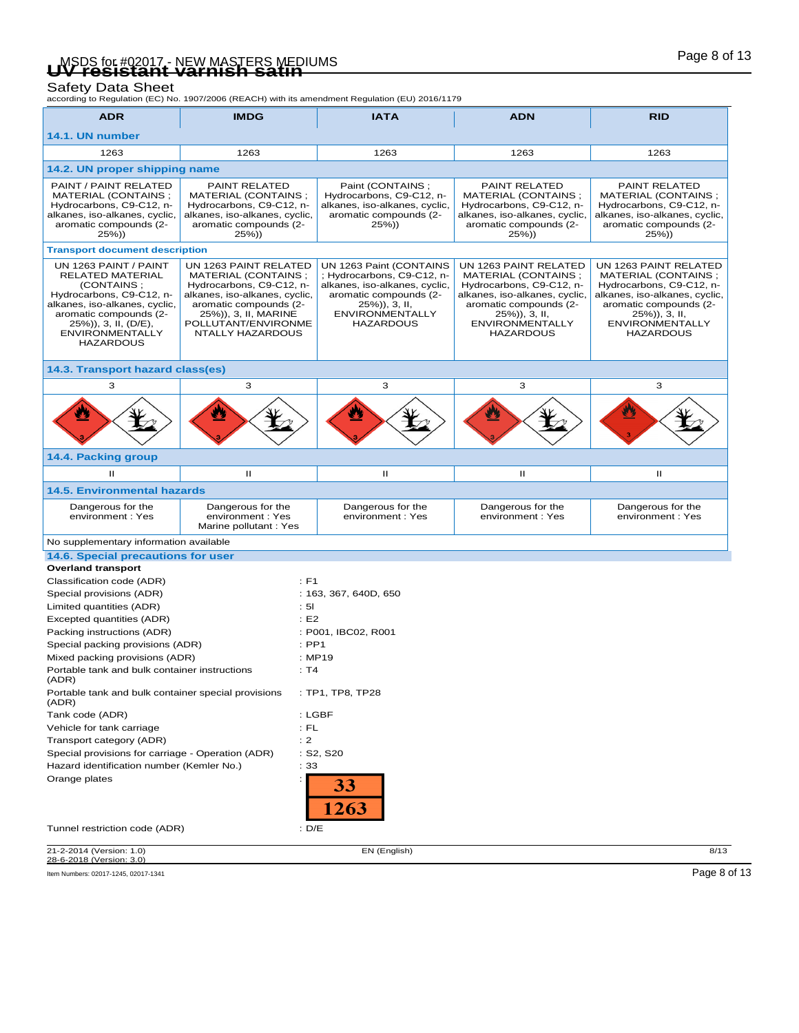| ADR | IMDG | IATA | ADN | RID |
|---|---|---|---|---|
| **14.1. UN number** | | | | |
| 1263 | 1263 | 1263 | 1263 | 1263 |
| **14.2. UN proper shipping name** | | | | |
| PAINT / PAINT RELATED MATERIAL (CONTAINS ; Hydrocarbons, C9-C12, n-alkanes, iso-alkanes, cyclic, aromatic compounds (2-25%)) | PAINT RELATED MATERIAL (CONTAINS ; Hydrocarbons, C9-C12, n-alkanes, iso-alkanes, cyclic, aromatic compounds (2-25%)) | Paint (CONTAINS ; Hydrocarbons, C9-C12, n-alkanes, iso-alkanes, cyclic, aromatic compounds (2-25%)) | PAINT RELATED MATERIAL (CONTAINS ; Hydrocarbons, C9-C12, n-alkanes, iso-alkanes, cyclic, aromatic compounds (2-25%)) | PAINT RELATED MATERIAL (CONTAINS ; Hydrocarbons, C9-C12, n-alkanes, iso-alkanes, cyclic, aromatic compounds (2-25%)) |
| **Transport document description** | | | | |
| UN 1263 PAINT / PAINT RELATED MATERIAL (CONTAINS ; Hydrocarbons, C9-C12, n-alkanes, iso-alkanes, cyclic, aromatic compounds (2-25%)), 3, II, (D/E), ENVIRONMENTALLY HAZARDOUS | UN 1263 PAINT RELATED MATERIAL (CONTAINS ; Hydrocarbons, C9-C12, n-alkanes, iso-alkanes, cyclic, aromatic compounds (2-25%)), 3, II, MARINE POLLUTANT/ENVIRONMENTALLY HAZARDOUS | UN 1263 Paint (CONTAINS ; Hydrocarbons, C9-C12, n-alkanes, iso-alkanes, cyclic, aromatic compounds (2-25%)), 3, II, ENVIRONMENTALLY HAZARDOUS | UN 1263 PAINT RELATED MATERIAL (CONTAINS ; Hydrocarbons, C9-C12, n-alkanes, iso-alkanes, cyclic, aromatic compounds (2-25%)), 3, II, ENVIRONMENTALLY HAZARDOUS | UN 1263 PAINT RELATED MATERIAL (CONTAINS ; Hydrocarbons, C9-C12, n-alkanes, iso-alkanes, cyclic, aromatic compounds (2-25%)), 3, II, ENVIRONMENTALLY HAZARDOUS |
| **14.3. Transport hazard class(es)** | | | | |
| 3 | 3 | 3 | 3 | 3 |
| **14.4. Packing group** | | | | |
| II | II | II | II | II |
| **14.5. Environmental hazards** | | | | |
| Dangerous for the environment : Yes | Dangerous for the environment : Yes<br>Marine pollutant : Yes | Dangerous for the environment : Yes | Dangerous for the environment : Yes | Dangerous for the environment : Yes |

No supplementary information available

### 14.6. Special precautions for user

**Overland transport**

Classification code (ADR) : F1
Special provisions (ADR) : 163, 367, 640D, 650
Limited quantities (ADR) : 5l
Excepted quantities (ADR) : E2
Packing instructions (ADR) : P001, IBC02, R001
Special packing provisions (ADR) : PP1
Mixed packing provisions (ADR) : MP19
Portable tank and bulk container instructions (ADR) : T4
Portable tank and bulk container special provisions (ADR) : TP1, TP8, TP28
Tank code (ADR) : LGBF
Vehicle for tank carriage : FL
Transport category (ADR) : 2
Special provisions for carriage - Operation (ADR) : S2, S20
Hazard identification number (Kemler No.) : 33
Orange plates : 33 / 1263
Tunnel restriction code (ADR) : D/E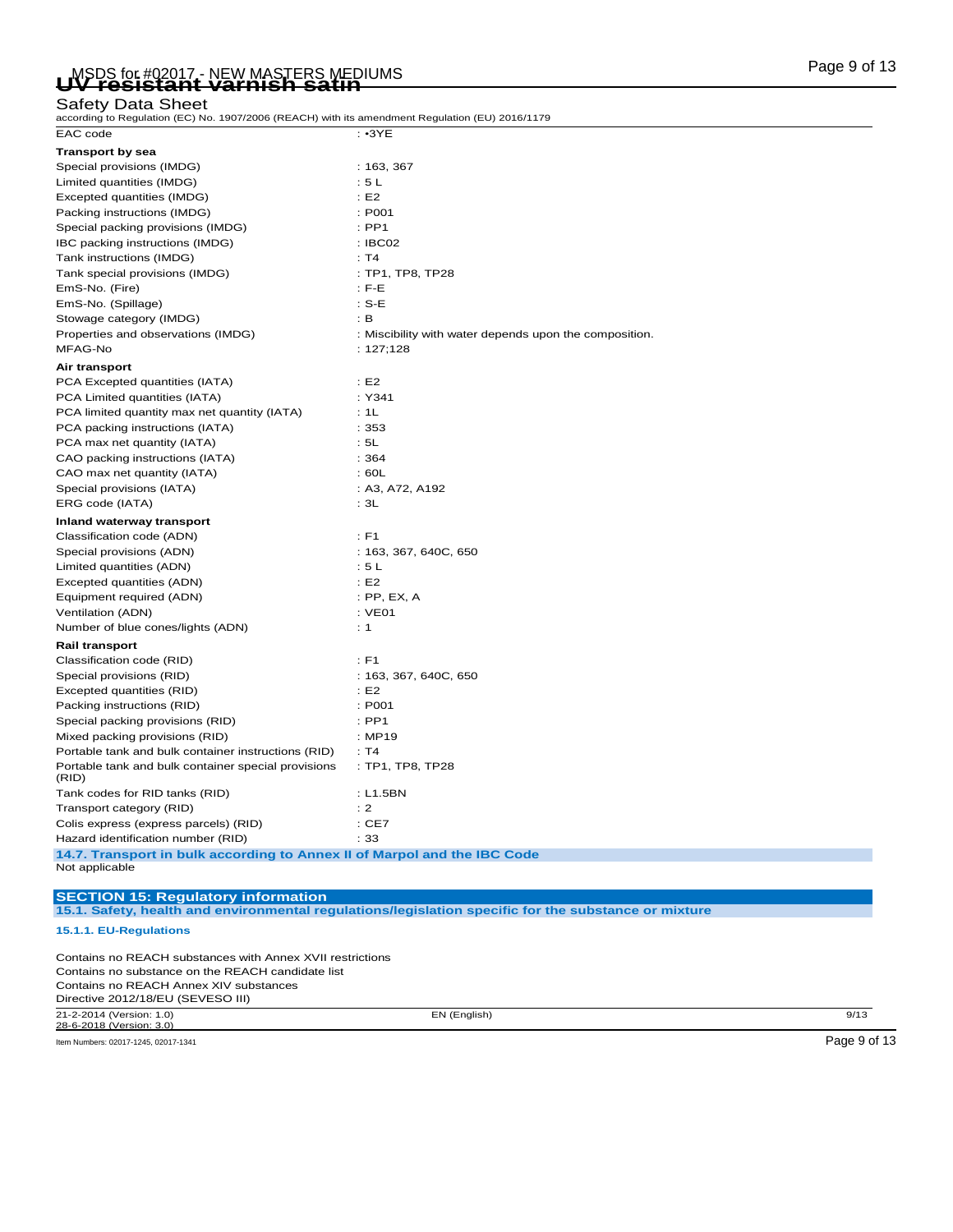| | |
|---|---|
| EAC code | : •3YE |

**Transport by sea**

| | |
|---|---|
| Special provisions (IMDG) | : 163, 367 |
| Limited quantities (IMDG) | : 5 L |
| Excepted quantities (IMDG) | : E2 |
| Packing instructions (IMDG) | : P001 |
| Special packing provisions (IMDG) | : PP1 |
| IBC packing instructions (IMDG) | : IBC02 |
| Tank instructions (IMDG) | : T4 |
| Tank special provisions (IMDG) | : TP1, TP8, TP28 |
| EmS-No. (Fire) | : F-E |
| EmS-No. (Spillage) | : S-E |
| Stowage category (IMDG) | : B |
| Properties and observations (IMDG) | : Miscibility with water depends upon the composition. |
| MFAG-No | : 127;128 |

**Air transport**

| | |
|---|---|
| PCA Excepted quantities (IATA) | : E2 |
| PCA Limited quantities (IATA) | : Y341 |
| PCA limited quantity max net quantity (IATA) | : 1L |
| PCA packing instructions (IATA) | : 353 |
| PCA max net quantity (IATA) | : 5L |
| CAO packing instructions (IATA) | : 364 |
| CAO max net quantity (IATA) | : 60L |
| Special provisions (IATA) | : A3, A72, A192 |
| ERG code (IATA) | : 3L |

**Inland waterway transport**

| | |
|---|---|
| Classification code (ADN) | : F1 |
| Special provisions (ADN) | : 163, 367, 640C, 650 |
| Limited quantities (ADN) | : 5 L |
| Excepted quantities (ADN) | : E2 |
| Equipment required (ADN) | : PP, EX, A |
| Ventilation (ADN) | : VE01 |
| Number of blue cones/lights (ADN) | : 1 |

**Rail transport**

| | |
|---|---|
| Classification code (RID) | : F1 |
| Special provisions (RID) | : 163, 367, 640C, 650 |
| Excepted quantities (RID) | : E2 |
| Packing instructions (RID) | : P001 |
| Special packing provisions (RID) | : PP1 |
| Mixed packing provisions (RID) | : MP19 |
| Portable tank and bulk container instructions (RID) | : T4 |
| Portable tank and bulk container special provisions (RID) | : TP1, TP8, TP28 |
| Tank codes for RID tanks (RID) | : L1.5BN |
| Transport category (RID) | : 2 |
| Colis express (express parcels) (RID) | : CE7 |
| Hazard identification number (RID) | : 33 |

### 14.7. Transport in bulk according to Annex II of Marpol and the IBC Code

Not applicable

## SECTION 15: Regulatory information

### 15.1. Safety, health and environmental regulations/legislation specific for the substance or mixture

#### 15.1.1. EU-Regulations

Contains no REACH substances with Annex XVII restrictions
Contains no substance on the REACH candidate list
Contains no REACH Annex XIV substances
Directive 2012/18/EU (SEVESO III)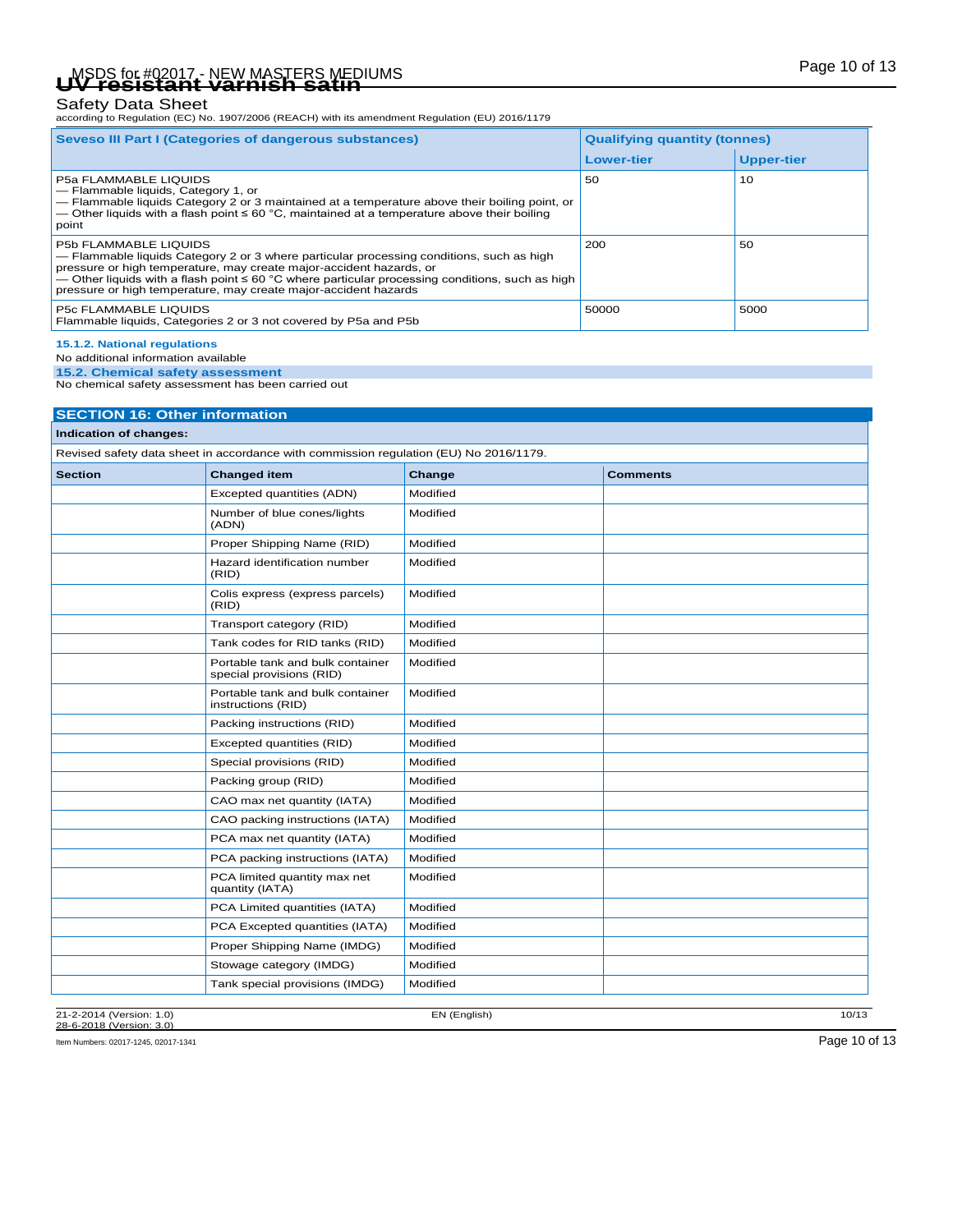| Seveso III Part I (Categories of dangerous substances) | Qualifying quantity (tonnes) | |
|---|---|---|
| | Lower-tier | Upper-tier |
| P5a FLAMMABLE LIQUIDS<br>— Flammable liquids, Category 1, or<br>— Flammable liquids Category 2 or 3 maintained at a temperature above their boiling point, or<br>— Other liquids with a flash point ≤ 60 °C, maintained at a temperature above their boiling point | 50 | 10 |
| P5b FLAMMABLE LIQUIDS<br>— Flammable liquids Category 2 or 3 where particular processing conditions, such as high pressure or high temperature, may create major-accident hazards, or<br>— Other liquids with a flash point ≤ 60 °C where particular processing conditions, such as high pressure or high temperature, may create major-accident hazards | 200 | 50 |
| P5c FLAMMABLE LIQUIDS<br>Flammable liquids, Categories 2 or 3 not covered by P5a and P5b | 50000 | 5000 |

### 15.1.2. National regulations

No additional information available

### 15.2. Chemical safety assessment

No chemical safety assessment has been carried out

## SECTION 16: Other information

**Indication of changes:**

Revised safety data sheet in accordance with commission regulation (EU) No 2016/1179.

| Section | Changed item | Change | Comments |
|---|---|---|---|
| | Excepted quantities (ADN) | Modified | |
| | Number of blue cones/lights (ADN) | Modified | |
| | Proper Shipping Name (RID) | Modified | |
| | Hazard identification number (RID) | Modified | |
| | Colis express (express parcels) (RID) | Modified | |
| | Transport category (RID) | Modified | |
| | Tank codes for RID tanks (RID) | Modified | |
| | Portable tank and bulk container special provisions (RID) | Modified | |
| | Portable tank and bulk container instructions (RID) | Modified | |
| | Packing instructions (RID) | Modified | |
| | Excepted quantities (RID) | Modified | |
| | Special provisions (RID) | Modified | |
| | Packing group (RID) | Modified | |
| | CAO max net quantity (IATA) | Modified | |
| | CAO packing instructions (IATA) | Modified | |
| | PCA max net quantity (IATA) | Modified | |
| | PCA packing instructions (IATA) | Modified | |
| | PCA limited quantity max net quantity (IATA) | Modified | |
| | PCA Limited quantities (IATA) | Modified | |
| | PCA Excepted quantities (IATA) | Modified | |
| | Proper Shipping Name (IMDG) | Modified | |
| | Stowage category (IMDG) | Modified | |
| | Tank special provisions (IMDG) | Modified | |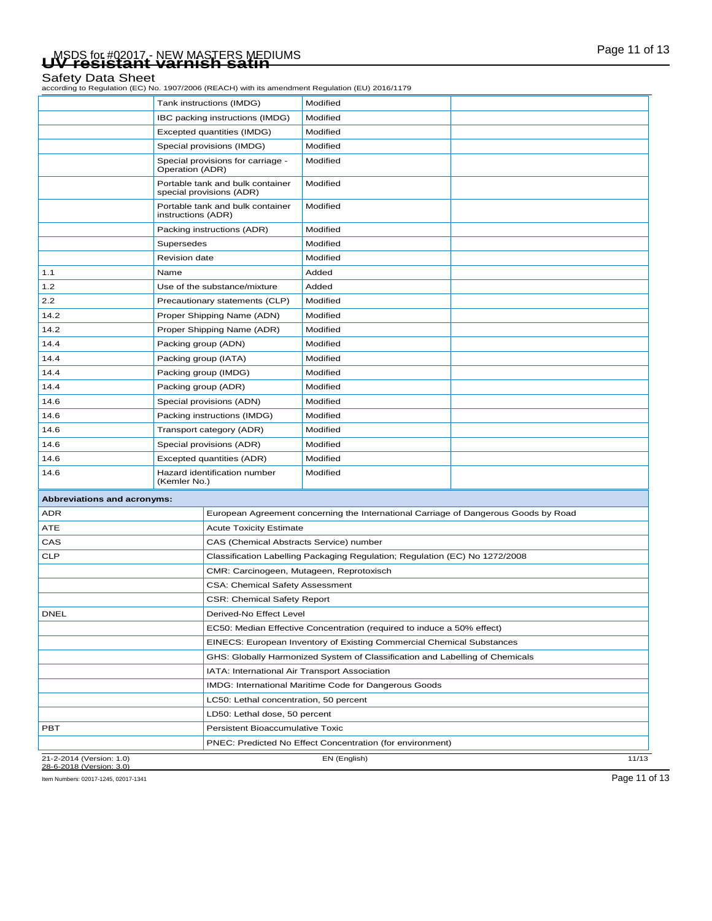| | | | |
|---|---|---|---|
| | Tank instructions (IMDG) | Modified | |
| | IBC packing instructions (IMDG) | Modified | |
| | Excepted quantities (IMDG) | Modified | |
| | Special provisions (IMDG) | Modified | |
| | Special provisions for carriage - Operation (ADR) | Modified | |
| | Portable tank and bulk container special provisions (ADR) | Modified | |
| | Portable tank and bulk container instructions (ADR) | Modified | |
| | Packing instructions (ADR) | Modified | |
| | Supersedes | Modified | |
| | Revision date | Modified | |
| 1.1 | Name | Added | |
| 1.2 | Use of the substance/mixture | Added | |
| 2.2 | Precautionary statements (CLP) | Modified | |
| 14.2 | Proper Shipping Name (ADN) | Modified | |
| 14.2 | Proper Shipping Name (ADR) | Modified | |
| 14.4 | Packing group (ADN) | Modified | |
| 14.4 | Packing group (IATA) | Modified | |
| 14.4 | Packing group (IMDG) | Modified | |
| 14.4 | Packing group (ADR) | Modified | |
| 14.6 | Special provisions (ADN) | Modified | |
| 14.6 | Packing instructions (IMDG) | Modified | |
| 14.6 | Transport category (ADR) | Modified | |
| 14.6 | Special provisions (ADR) | Modified | |
| 14.6 | Excepted quantities (ADR) | Modified | |
| 14.6 | Hazard identification number (Kemler No.) | Modified | |

| Abbreviations and acronyms: | |
|---|---|
| ADR | European Agreement concerning the International Carriage of Dangerous Goods by Road |
| ATE | Acute Toxicity Estimate |
| CAS | CAS (Chemical Abstracts Service) number |
| CLP | Classification Labelling Packaging Regulation; Regulation (EC) No 1272/2008 |
| | CMR: Carcinogeen, Mutageen, Reprotoxisch |
| | CSA: Chemical Safety Assessment |
| | CSR: Chemical Safety Report |
| DNEL | Derived-No Effect Level |
| | EC50: Median Effective Concentration (required to induce a 50% effect) |
| | EINECS: European Inventory of Existing Commercial Chemical Substances |
| | GHS: Globally Harmonized System of Classification and Labelling of Chemicals |
| | IATA: International Air Transport Association |
| | IMDG: International Maritime Code for Dangerous Goods |
| | LC50: Lethal concentration, 50 percent |
| | LD50: Lethal dose, 50 percent |
| PBT | Persistent Bioaccumulative Toxic |
| | PNEC: Predicted No Effect Concentration (for environment) |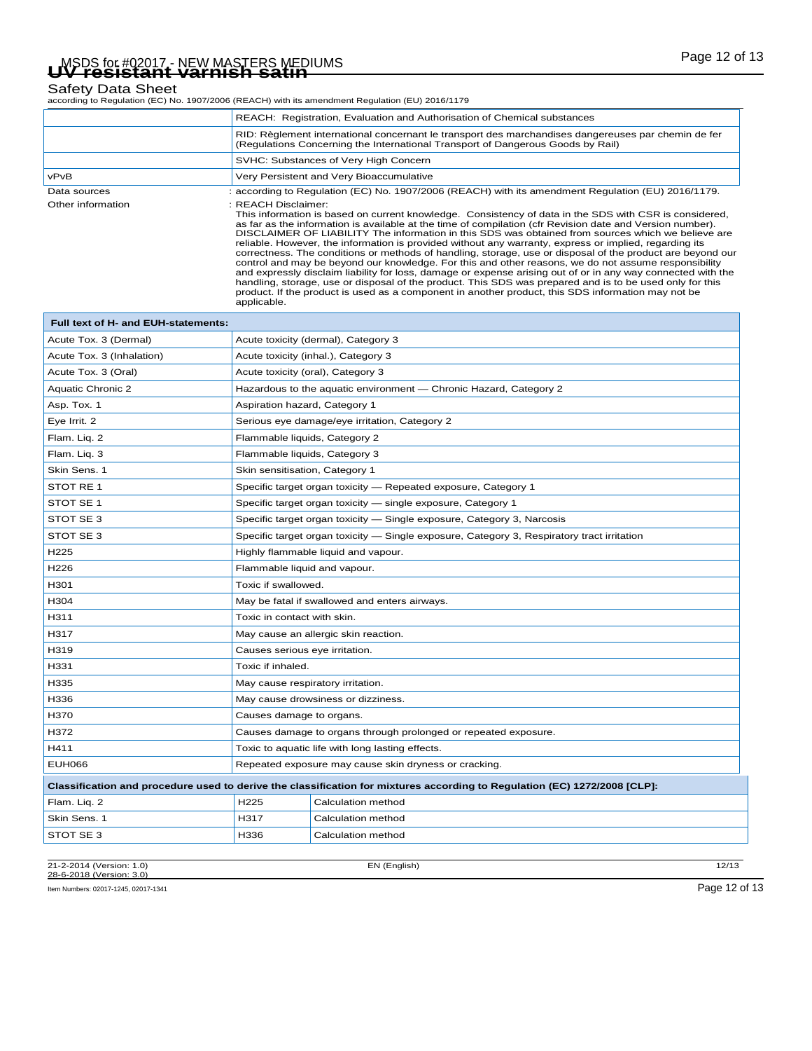| | |
|---|---|
| | REACH: Registration, Evaluation and Authorisation of Chemical substances |
| | RID: Règlement international concernant le transport des marchandises dangereuses par chemin de fer (Regulations Concerning the International Transport of Dangerous Goods by Rail) |
| | SVHC: Substances of Very High Concern |
| vPvB | Very Persistent and Very Bioaccumulative |

Data sources : according to Regulation (EC) No. 1907/2006 (REACH) with its amendment Regulation (EU) 2016/1179.

Other information : REACH Disclaimer:
This information is based on current knowledge. Consistency of data in the SDS with CSR is considered, as far as the information is available at the time of compilation (cfr Revision date and Version number). DISCLAIMER OF LIABILITY The information in this SDS was obtained from sources which we believe are reliable. However, the information is provided without any warranty, express or implied, regarding its correctness. The conditions or methods of handling, storage, use or disposal of the product are beyond our control and may be beyond our knowledge. For this and other reasons, we do not assume responsibility and expressly disclaim liability for loss, damage or expense arising out of or in any way connected with the handling, storage, use or disposal of the product. This SDS was prepared and is to be used only for this product. If the product is used as a component in another product, this SDS information may not be applicable.

| Full text of H- and EUH-statements: | |
|---|---|
| Acute Tox. 3 (Dermal) | Acute toxicity (dermal), Category 3 |
| Acute Tox. 3 (Inhalation) | Acute toxicity (inhal.), Category 3 |
| Acute Tox. 3 (Oral) | Acute toxicity (oral), Category 3 |
| Aquatic Chronic 2 | Hazardous to the aquatic environment — Chronic Hazard, Category 2 |
| Asp. Tox. 1 | Aspiration hazard, Category 1 |
| Eye Irrit. 2 | Serious eye damage/eye irritation, Category 2 |
| Flam. Liq. 2 | Flammable liquids, Category 2 |
| Flam. Liq. 3 | Flammable liquids, Category 3 |
| Skin Sens. 1 | Skin sensitisation, Category 1 |
| STOT RE 1 | Specific target organ toxicity — Repeated exposure, Category 1 |
| STOT SE 1 | Specific target organ toxicity — single exposure, Category 1 |
| STOT SE 3 | Specific target organ toxicity — Single exposure, Category 3, Narcosis |
| STOT SE 3 | Specific target organ toxicity — Single exposure, Category 3, Respiratory tract irritation |
| H225 | Highly flammable liquid and vapour. |
| H226 | Flammable liquid and vapour. |
| H301 | Toxic if swallowed. |
| H304 | May be fatal if swallowed and enters airways. |
| H311 | Toxic in contact with skin. |
| H317 | May cause an allergic skin reaction. |
| H319 | Causes serious eye irritation. |
| H331 | Toxic if inhaled. |
| H335 | May cause respiratory irritation. |
| H336 | May cause drowsiness or dizziness. |
| H370 | Causes damage to organs. |
| H372 | Causes damage to organs through prolonged or repeated exposure. |
| H411 | Toxic to aquatic life with long lasting effects. |
| EUH066 | Repeated exposure may cause skin dryness or cracking. |

| Classification and procedure used to derive the classification for mixtures according to Regulation (EC) 1272/2008 [CLP]: | | |
|---|---|---|
| Flam. Liq. 2 | H225 | Calculation method |
| Skin Sens. 1 | H317 | Calculation method |
| STOT SE 3 | H336 | Calculation method |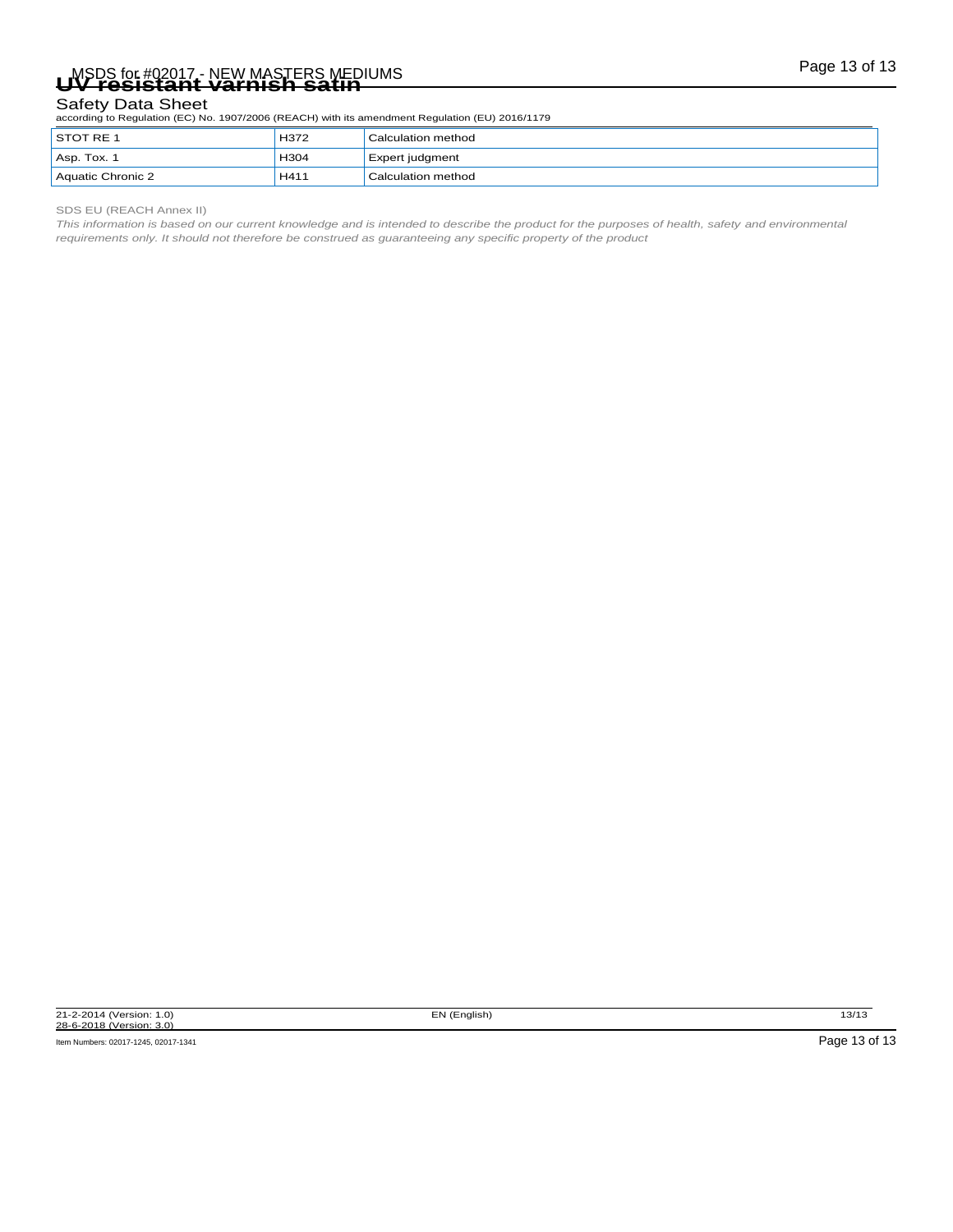| | | |
|---|---|---|
| STOT RE 1 | H372 | Calculation method |
| Asp. Tox. 1 | H304 | Expert judgment |
| Aquatic Chronic 2 | H411 | Calculation method |

SDS EU (REACH Annex II)

*This information is based on our current knowledge and is intended to describe the product for the purposes of health, safety and environmental requirements only. It should not therefore be construed as guaranteeing any specific property of the product*